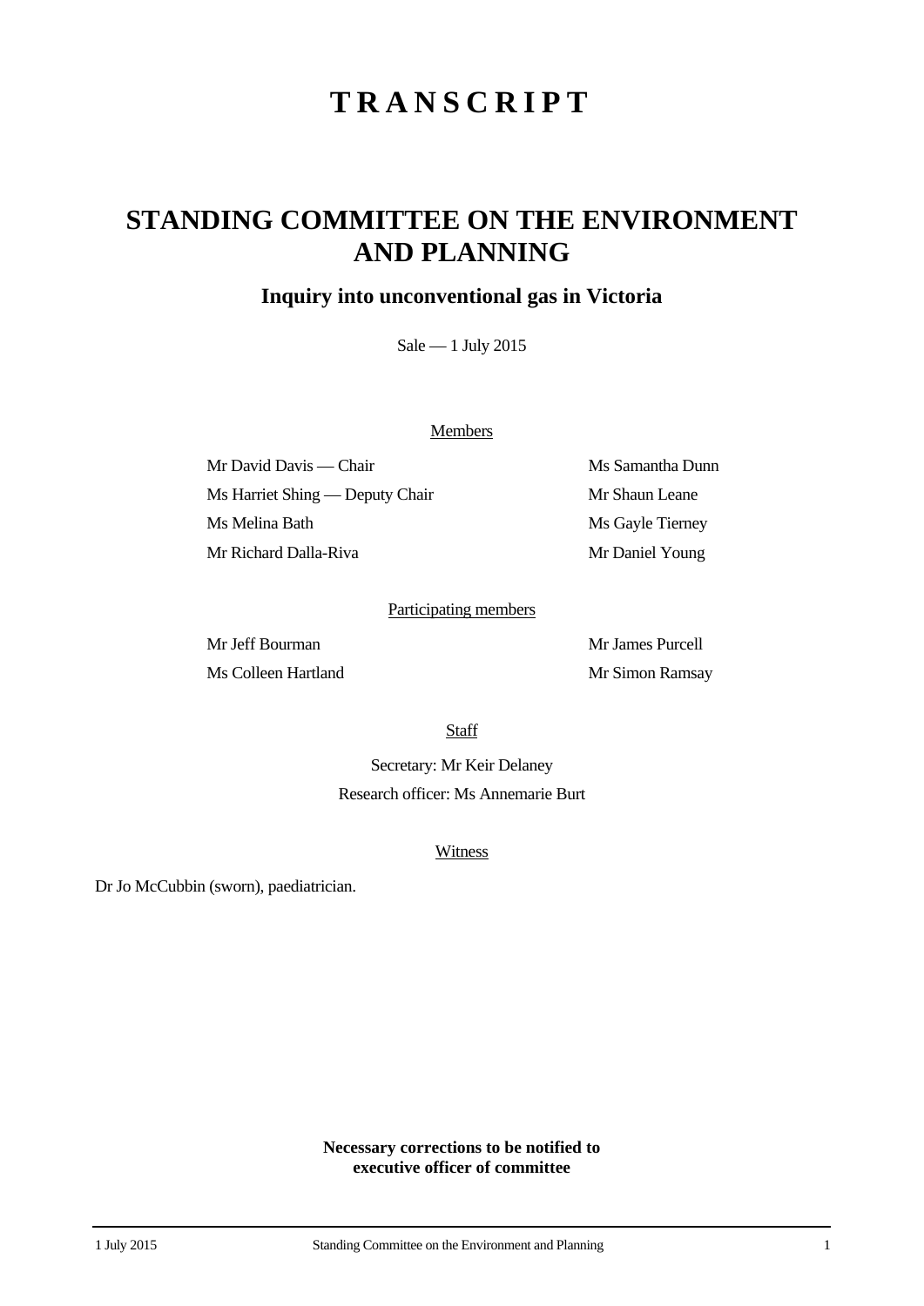# TRANSCRIPT

## STANDING COMMITTEE ON THE ENVIRONMENT AND PLANNING

### Inquiry into unconventional gas in Victoria

Sale — 1 July 2015

Members

| | |
|---|---|
| Mr David Davis — Chair | Ms Samantha Dunn |
| Ms Harriet Shing — Deputy Chair | Mr Shaun Leane |
| Ms Melina Bath | Ms Gayle Tierney |
| Mr Richard Dalla-Riva | Mr Daniel Young |

Participating members

| | |
|---|---|
| Mr Jeff Bourman | Mr James Purcell |
| Ms Colleen Hartland | Mr Simon Ramsay |

Staff

Secretary: Mr Keir Delaney

Research officer: Ms Annemarie Burt

Witness

Dr Jo McCubbin (sworn), paediatrician.

**Necessary corrections to be notified to executive officer of committee**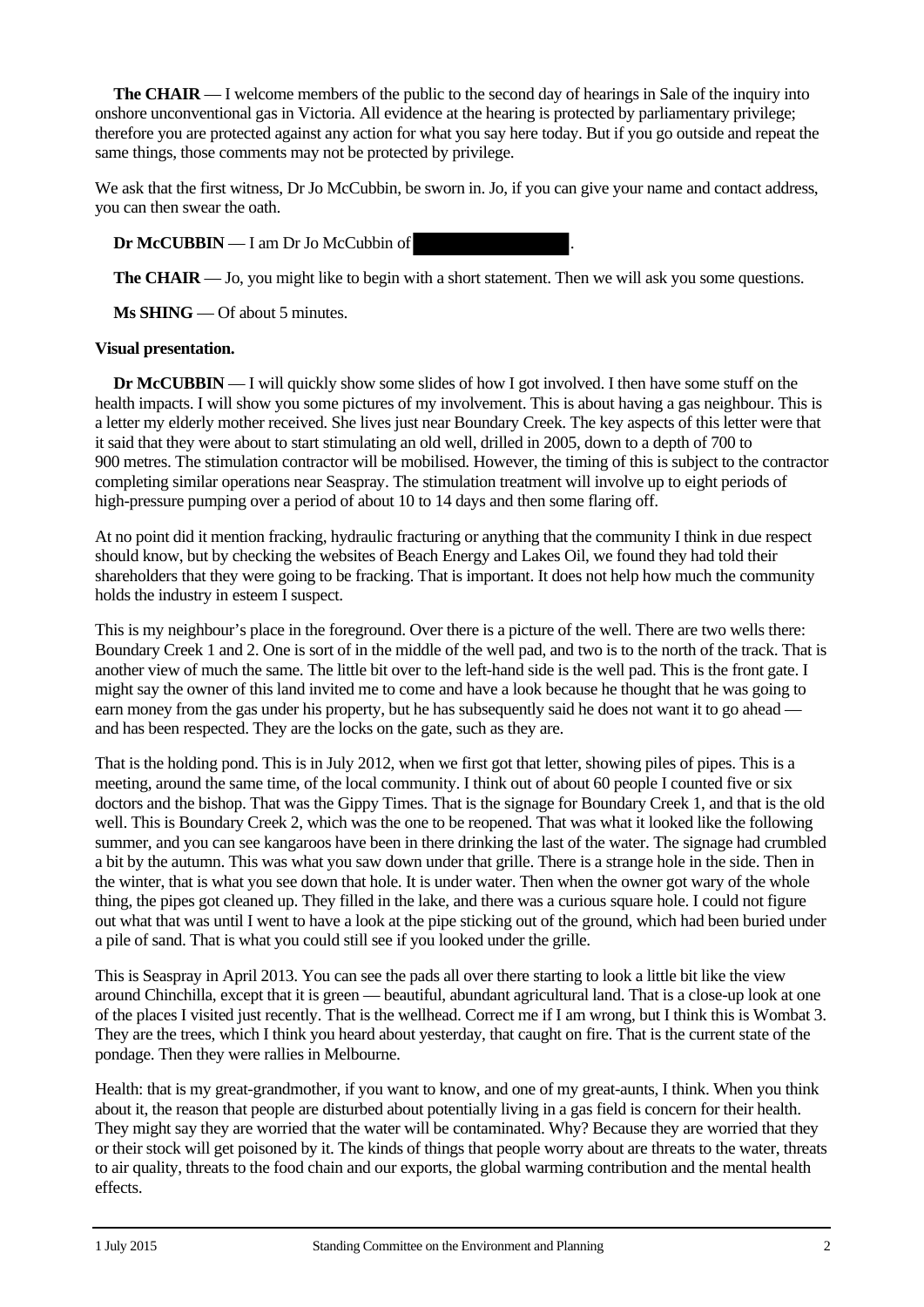**The CHAIR** — I welcome members of the public to the second day of hearings in Sale of the inquiry into onshore unconventional gas in Victoria. All evidence at the hearing is protected by parliamentary privilege; therefore you are protected against any action for what you say here today. But if you go outside and repeat the same things, those comments may not be protected by privilege.

We ask that the first witness, Dr Jo McCubbin, be sworn in. Jo, if you can give your name and contact address, you can then swear the oath.

**Dr McCUBBIN** — I am Dr Jo McCubbin of ████████████.

**The CHAIR** — Jo, you might like to begin with a short statement. Then we will ask you some questions.

**Ms SHING** — Of about 5 minutes.

**Visual presentation.**

**Dr McCUBBIN** — I will quickly show some slides of how I got involved. I then have some stuff on the health impacts. I will show you some pictures of my involvement. This is about having a gas neighbour. This is a letter my elderly mother received. She lives just near Boundary Creek. The key aspects of this letter were that it said that they were about to start stimulating an old well, drilled in 2005, down to a depth of 700 to 900 metres. The stimulation contractor will be mobilised. However, the timing of this is subject to the contractor completing similar operations near Seaspray. The stimulation treatment will involve up to eight periods of high-pressure pumping over a period of about 10 to 14 days and then some flaring off.

At no point did it mention fracking, hydraulic fracturing or anything that the community I think in due respect should know, but by checking the websites of Beach Energy and Lakes Oil, we found they had told their shareholders that they were going to be fracking. That is important. It does not help how much the community holds the industry in esteem I suspect.

This is my neighbour's place in the foreground. Over there is a picture of the well. There are two wells there: Boundary Creek 1 and 2. One is sort of in the middle of the well pad, and two is to the north of the track. That is another view of much the same. The little bit over to the left-hand side is the well pad. This is the front gate. I might say the owner of this land invited me to come and have a look because he thought that he was going to earn money from the gas under his property, but he has subsequently said he does not want it to go ahead — and has been respected. They are the locks on the gate, such as they are.

That is the holding pond. This is in July 2012, when we first got that letter, showing piles of pipes. This is a meeting, around the same time, of the local community. I think out of about 60 people I counted five or six doctors and the bishop. That was the Gippy Times. That is the signage for Boundary Creek 1, and that is the old well. This is Boundary Creek 2, which was the one to be reopened. That was what it looked like the following summer, and you can see kangaroos have been in there drinking the last of the water. The signage had crumbled a bit by the autumn. This was what you saw down under that grille. There is a strange hole in the side. Then in the winter, that is what you see down that hole. It is under water. Then when the owner got wary of the whole thing, the pipes got cleaned up. They filled in the lake, and there was a curious square hole. I could not figure out what that was until I went to have a look at the pipe sticking out of the ground, which had been buried under a pile of sand. That is what you could still see if you looked under the grille.

This is Seaspray in April 2013. You can see the pads all over there starting to look a little bit like the view around Chinchilla, except that it is green — beautiful, abundant agricultural land. That is a close-up look at one of the places I visited just recently. That is the wellhead. Correct me if I am wrong, but I think this is Wombat 3. They are the trees, which I think you heard about yesterday, that caught on fire. That is the current state of the pondage. Then they were rallies in Melbourne.

Health: that is my great-grandmother, if you want to know, and one of my great-aunts, I think. When you think about it, the reason that people are disturbed about potentially living in a gas field is concern for their health. They might say they are worried that the water will be contaminated. Why? Because they are worried that they or their stock will get poisoned by it. The kinds of things that people worry about are threats to the water, threats to air quality, threats to the food chain and our exports, the global warming contribution and the mental health effects.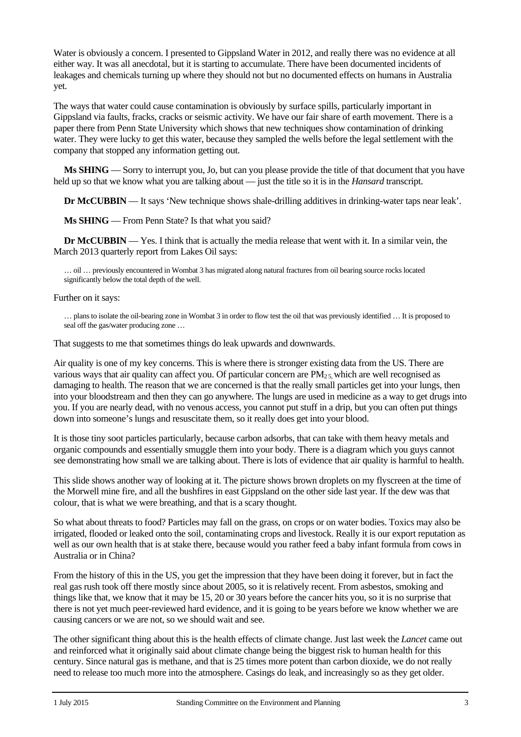Water is obviously a concern. I presented to Gippsland Water in 2012, and really there was no evidence at all either way. It was all anecdotal, but it is starting to accumulate. There have been documented incidents of leakages and chemicals turning up where they should not but no documented effects on humans in Australia yet.

The ways that water could cause contamination is obviously by surface spills, particularly important in Gippsland via faults, fracks, cracks or seismic activity. We have our fair share of earth movement. There is a paper there from Penn State University which shows that new techniques show contamination of drinking water. They were lucky to get this water, because they sampled the wells before the legal settlement with the company that stopped any information getting out.

**Ms SHING** — Sorry to interrupt you, Jo, but can you please provide the title of that document that you have held up so that we know what you are talking about — just the title so it is in the *Hansard* transcript.

**Dr McCUBBIN** — It says 'New technique shows shale-drilling additives in drinking-water taps near leak'.

**Ms SHING** — From Penn State? Is that what you said?

**Dr McCUBBIN** — Yes. I think that is actually the media release that went with it. In a similar vein, the March 2013 quarterly report from Lakes Oil says:

> … oil … previously encountered in Wombat 3 has migrated along natural fractures from oil bearing source rocks located significantly below the total depth of the well.

Further on it says:

> … plans to isolate the oil-bearing zone in Wombat 3 in order to flow test the oil that was previously identified … It is proposed to seal off the gas/water producing zone …

That suggests to me that sometimes things do leak upwards and downwards.

Air quality is one of my key concerns. This is where there is stronger existing data from the US. There are various ways that air quality can affect you. Of particular concern are $PM_{2.5}$, which are well recognised as damaging to health. The reason that we are concerned is that the really small particles get into your lungs, then into your bloodstream and then they can go anywhere. The lungs are used in medicine as a way to get drugs into you. If you are nearly dead, with no venous access, you cannot put stuff in a drip, but you can often put things down into someone's lungs and resuscitate them, so it really does get into your blood.

It is those tiny soot particles particularly, because carbon adsorbs, that can take with them heavy metals and organic compounds and essentially smuggle them into your body. There is a diagram which you guys cannot see demonstrating how small we are talking about. There is lots of evidence that air quality is harmful to health.

This slide shows another way of looking at it. The picture shows brown droplets on my flyscreen at the time of the Morwell mine fire, and all the bushfires in east Gippsland on the other side last year. If the dew was that colour, that is what we were breathing, and that is a scary thought.

So what about threats to food? Particles may fall on the grass, on crops or on water bodies. Toxics may also be irrigated, flooded or leaked onto the soil, contaminating crops and livestock. Really it is our export reputation as well as our own health that is at stake there, because would you rather feed a baby infant formula from cows in Australia or in China?

From the history of this in the US, you get the impression that they have been doing it forever, but in fact the real gas rush took off there mostly since about 2005, so it is relatively recent. From asbestos, smoking and things like that, we know that it may be 15, 20 or 30 years before the cancer hits you, so it is no surprise that there is not yet much peer-reviewed hard evidence, and it is going to be years before we know whether we are causing cancers or we are not, so we should wait and see.

The other significant thing about this is the health effects of climate change. Just last week the *Lancet* came out and reinforced what it originally said about climate change being the biggest risk to human health for this century. Since natural gas is methane, and that is 25 times more potent than carbon dioxide, we do not really need to release too much more into the atmosphere. Casings do leak, and increasingly so as they get older.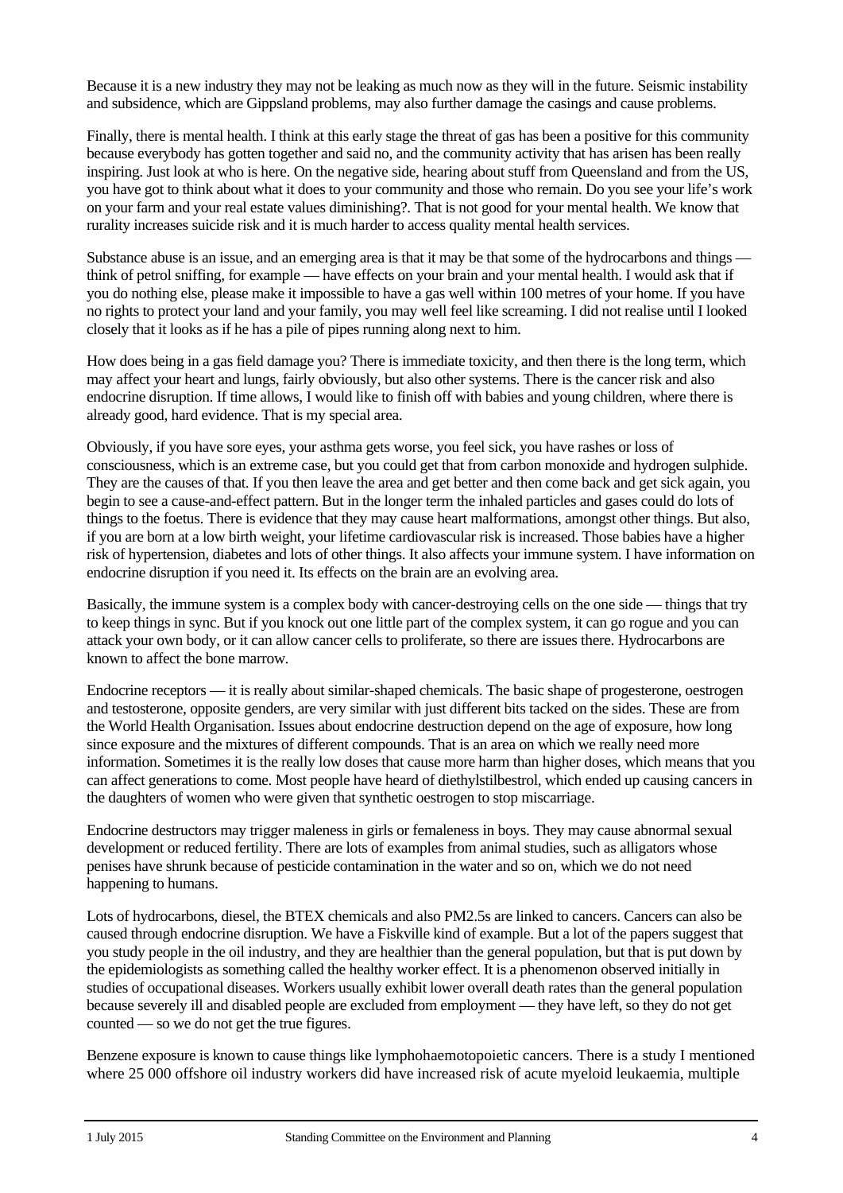Because it is a new industry they may not be leaking as much now as they will in the future. Seismic instability and subsidence, which are Gippsland problems, may also further damage the casings and cause problems.

Finally, there is mental health. I think at this early stage the threat of gas has been a positive for this community because everybody has gotten together and said no, and the community activity that has arisen has been really inspiring. Just look at who is here. On the negative side, hearing about stuff from Queensland and from the US, you have got to think about what it does to your community and those who remain. Do you see your life's work on your farm and your real estate values diminishing?. That is not good for your mental health. We know that rurality increases suicide risk and it is much harder to access quality mental health services.

Substance abuse is an issue, and an emerging area is that it may be that some of the hydrocarbons and things — think of petrol sniffing, for example — have effects on your brain and your mental health. I would ask that if you do nothing else, please make it impossible to have a gas well within 100 metres of your home. If you have no rights to protect your land and your family, you may well feel like screaming. I did not realise until I looked closely that it looks as if he has a pile of pipes running along next to him.

How does being in a gas field damage you? There is immediate toxicity, and then there is the long term, which may affect your heart and lungs, fairly obviously, but also other systems. There is the cancer risk and also endocrine disruption. If time allows, I would like to finish off with babies and young children, where there is already good, hard evidence. That is my special area.

Obviously, if you have sore eyes, your asthma gets worse, you feel sick, you have rashes or loss of consciousness, which is an extreme case, but you could get that from carbon monoxide and hydrogen sulphide. They are the causes of that. If you then leave the area and get better and then come back and get sick again, you begin to see a cause-and-effect pattern. But in the longer term the inhaled particles and gases could do lots of things to the foetus. There is evidence that they may cause heart malformations, amongst other things. But also, if you are born at a low birth weight, your lifetime cardiovascular risk is increased. Those babies have a higher risk of hypertension, diabetes and lots of other things. It also affects your immune system. I have information on endocrine disruption if you need it. Its effects on the brain are an evolving area.

Basically, the immune system is a complex body with cancer-destroying cells on the one side — things that try to keep things in sync. But if you knock out one little part of the complex system, it can go rogue and you can attack your own body, or it can allow cancer cells to proliferate, so there are issues there. Hydrocarbons are known to affect the bone marrow.

Endocrine receptors — it is really about similar-shaped chemicals. The basic shape of progesterone, oestrogen and testosterone, opposite genders, are very similar with just different bits tacked on the sides. These are from the World Health Organisation. Issues about endocrine destruction depend on the age of exposure, how long since exposure and the mixtures of different compounds. That is an area on which we really need more information. Sometimes it is the really low doses that cause more harm than higher doses, which means that you can affect generations to come. Most people have heard of diethylstilbestrol, which ended up causing cancers in the daughters of women who were given that synthetic oestrogen to stop miscarriage.

Endocrine destructors may trigger maleness in girls or femaleness in boys. They may cause abnormal sexual development or reduced fertility. There are lots of examples from animal studies, such as alligators whose penises have shrunk because of pesticide contamination in the water and so on, which we do not need happening to humans.

Lots of hydrocarbons, diesel, the BTEX chemicals and also PM2.5s are linked to cancers. Cancers can also be caused through endocrine disruption. We have a Fiskville kind of example. But a lot of the papers suggest that you study people in the oil industry, and they are healthier than the general population, but that is put down by the epidemiologists as something called the healthy worker effect. It is a phenomenon observed initially in studies of occupational diseases. Workers usually exhibit lower overall death rates than the general population because severely ill and disabled people are excluded from employment — they have left, so they do not get counted — so we do not get the true figures.

Benzene exposure is known to cause things like lymphohaemotopoietic cancers. There is a study I mentioned where 25 000 offshore oil industry workers did have increased risk of acute myeloid leukaemia, multiple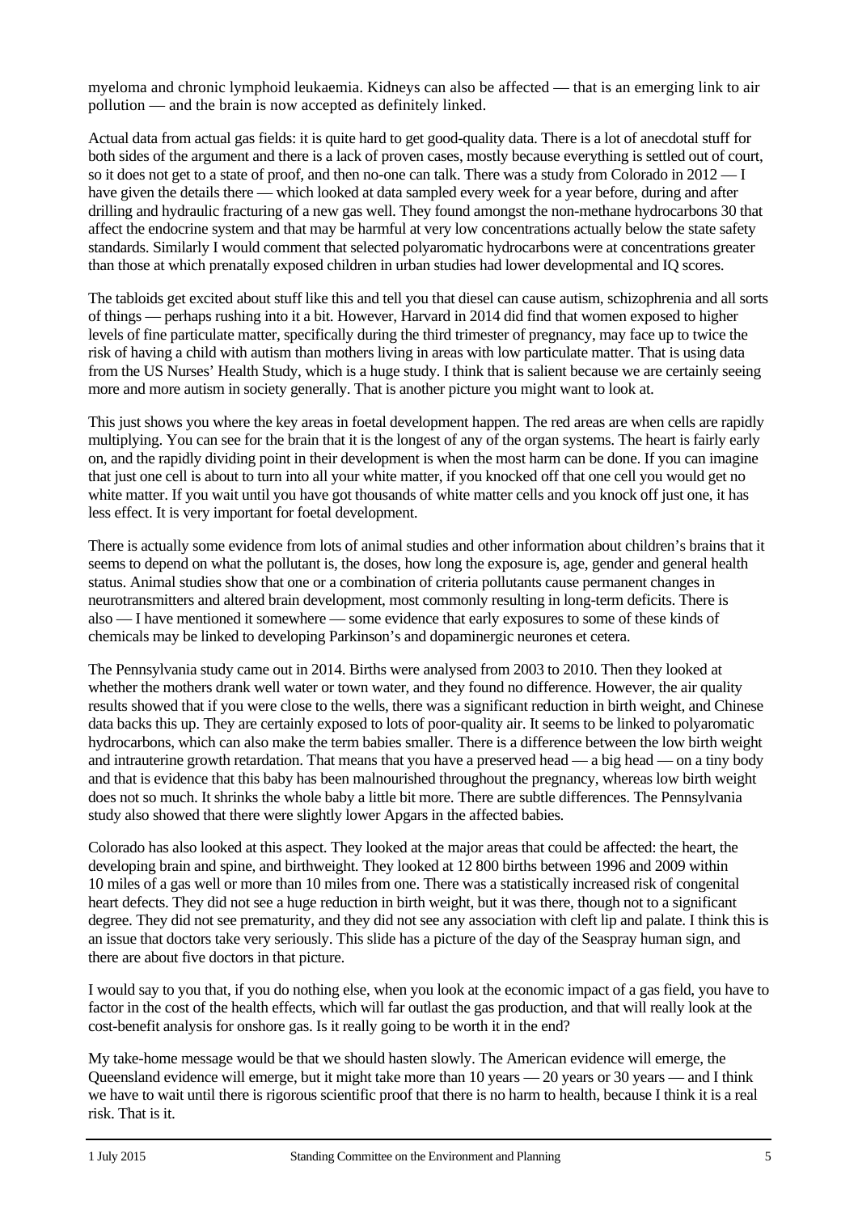myeloma and chronic lymphoid leukaemia. Kidneys can also be affected — that is an emerging link to air pollution — and the brain is now accepted as definitely linked.

Actual data from actual gas fields: it is quite hard to get good-quality data. There is a lot of anecdotal stuff for both sides of the argument and there is a lack of proven cases, mostly because everything is settled out of court, so it does not get to a state of proof, and then no-one can talk. There was a study from Colorado in 2012 — I have given the details there — which looked at data sampled every week for a year before, during and after drilling and hydraulic fracturing of a new gas well. They found amongst the non-methane hydrocarbons 30 that affect the endocrine system and that may be harmful at very low concentrations actually below the state safety standards. Similarly I would comment that selected polyaromatic hydrocarbons were at concentrations greater than those at which prenatally exposed children in urban studies had lower developmental and IQ scores.

The tabloids get excited about stuff like this and tell you that diesel can cause autism, schizophrenia and all sorts of things — perhaps rushing into it a bit. However, Harvard in 2014 did find that women exposed to higher levels of fine particulate matter, specifically during the third trimester of pregnancy, may face up to twice the risk of having a child with autism than mothers living in areas with low particulate matter. That is using data from the US Nurses' Health Study, which is a huge study. I think that is salient because we are certainly seeing more and more autism in society generally. That is another picture you might want to look at.

This just shows you where the key areas in foetal development happen. The red areas are when cells are rapidly multiplying. You can see for the brain that it is the longest of any of the organ systems. The heart is fairly early on, and the rapidly dividing point in their development is when the most harm can be done. If you can imagine that just one cell is about to turn into all your white matter, if you knocked off that one cell you would get no white matter. If you wait until you have got thousands of white matter cells and you knock off just one, it has less effect. It is very important for foetal development.

There is actually some evidence from lots of animal studies and other information about children's brains that it seems to depend on what the pollutant is, the doses, how long the exposure is, age, gender and general health status. Animal studies show that one or a combination of criteria pollutants cause permanent changes in neurotransmitters and altered brain development, most commonly resulting in long-term deficits. There is also — I have mentioned it somewhere — some evidence that early exposures to some of these kinds of chemicals may be linked to developing Parkinson's and dopaminergic neurones et cetera.

The Pennsylvania study came out in 2014. Births were analysed from 2003 to 2010. Then they looked at whether the mothers drank well water or town water, and they found no difference. However, the air quality results showed that if you were close to the wells, there was a significant reduction in birth weight, and Chinese data backs this up. They are certainly exposed to lots of poor-quality air. It seems to be linked to polyaromatic hydrocarbons, which can also make the term babies smaller. There is a difference between the low birth weight and intrauterine growth retardation. That means that you have a preserved head — a big head — on a tiny body and that is evidence that this baby has been malnourished throughout the pregnancy, whereas low birth weight does not so much. It shrinks the whole baby a little bit more. There are subtle differences. The Pennsylvania study also showed that there were slightly lower Apgars in the affected babies.

Colorado has also looked at this aspect. They looked at the major areas that could be affected: the heart, the developing brain and spine, and birthweight. They looked at 12 800 births between 1996 and 2009 within 10 miles of a gas well or more than 10 miles from one. There was a statistically increased risk of congenital heart defects. They did not see a huge reduction in birth weight, but it was there, though not to a significant degree. They did not see prematurity, and they did not see any association with cleft lip and palate. I think this is an issue that doctors take very seriously. This slide has a picture of the day of the Seaspray human sign, and there are about five doctors in that picture.

I would say to you that, if you do nothing else, when you look at the economic impact of a gas field, you have to factor in the cost of the health effects, which will far outlast the gas production, and that will really look at the cost-benefit analysis for onshore gas. Is it really going to be worth it in the end?

My take-home message would be that we should hasten slowly. The American evidence will emerge, the Queensland evidence will emerge, but it might take more than 10 years — 20 years or 30 years — and I think we have to wait until there is rigorous scientific proof that there is no harm to health, because I think it is a real risk. That is it.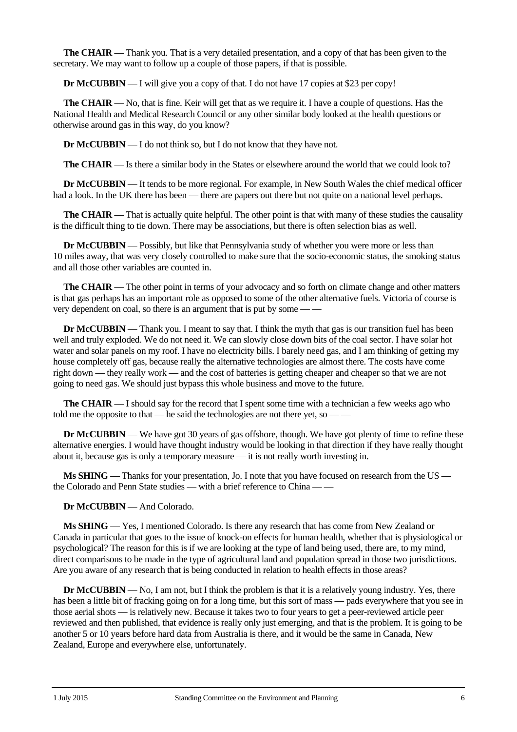**The CHAIR** — Thank you. That is a very detailed presentation, and a copy of that has been given to the secretary. We may want to follow up a couple of those papers, if that is possible.

**Dr McCUBBIN** — I will give you a copy of that. I do not have 17 copies at $23 per copy!

**The CHAIR** — No, that is fine. Keir will get that as we require it. I have a couple of questions. Has the National Health and Medical Research Council or any other similar body looked at the health questions or otherwise around gas in this way, do you know?

**Dr McCUBBIN** — I do not think so, but I do not know that they have not.

**The CHAIR** — Is there a similar body in the States or elsewhere around the world that we could look to?

**Dr McCUBBIN** — It tends to be more regional. For example, in New South Wales the chief medical officer had a look. In the UK there has been — there are papers out there but not quite on a national level perhaps.

**The CHAIR** — That is actually quite helpful. The other point is that with many of these studies the causality is the difficult thing to tie down. There may be associations, but there is often selection bias as well.

**Dr McCUBBIN** — Possibly, but like that Pennsylvania study of whether you were more or less than 10 miles away, that was very closely controlled to make sure that the socio-economic status, the smoking status and all those other variables are counted in.

**The CHAIR** — The other point in terms of your advocacy and so forth on climate change and other matters is that gas perhaps has an important role as opposed to some of the other alternative fuels. Victoria of course is very dependent on coal, so there is an argument that is put by some — —

**Dr McCUBBIN** — Thank you. I meant to say that. I think the myth that gas is our transition fuel has been well and truly exploded. We do not need it. We can slowly close down bits of the coal sector. I have solar hot water and solar panels on my roof. I have no electricity bills. I barely need gas, and I am thinking of getting my house completely off gas, because really the alternative technologies are almost there. The costs have come right down — they really work — and the cost of batteries is getting cheaper and cheaper so that we are not going to need gas. We should just bypass this whole business and move to the future.

**The CHAIR** — I should say for the record that I spent some time with a technician a few weeks ago who told me the opposite to that — he said the technologies are not there yet, so — —

**Dr McCUBBIN** — We have got 30 years of gas offshore, though. We have got plenty of time to refine these alternative energies. I would have thought industry would be looking in that direction if they have really thought about it, because gas is only a temporary measure — it is not really worth investing in.

**Ms SHING** — Thanks for your presentation, Jo. I note that you have focused on research from the US — the Colorado and Penn State studies — with a brief reference to China — —

**Dr McCUBBIN** — And Colorado.

**Ms SHING** — Yes, I mentioned Colorado. Is there any research that has come from New Zealand or Canada in particular that goes to the issue of knock-on effects for human health, whether that is physiological or psychological? The reason for this is if we are looking at the type of land being used, there are, to my mind, direct comparisons to be made in the type of agricultural land and population spread in those two jurisdictions. Are you aware of any research that is being conducted in relation to health effects in those areas?

**Dr McCUBBIN** — No, I am not, but I think the problem is that it is a relatively young industry. Yes, there has been a little bit of fracking going on for a long time, but this sort of mass — pads everywhere that you see in those aerial shots — is relatively new. Because it takes two to four years to get a peer-reviewed article peer reviewed and then published, that evidence is really only just emerging, and that is the problem. It is going to be another 5 or 10 years before hard data from Australia is there, and it would be the same in Canada, New Zealand, Europe and everywhere else, unfortunately.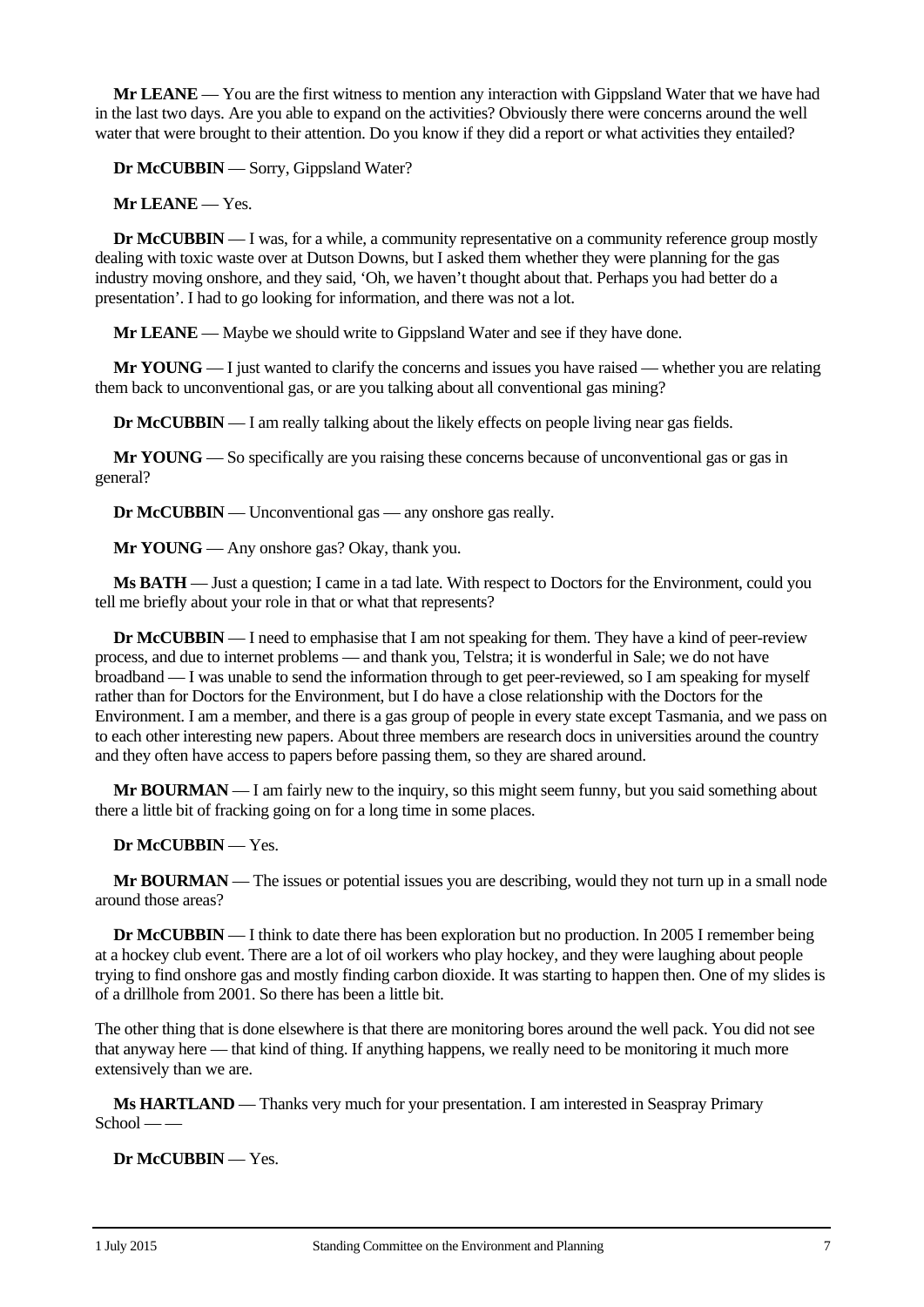**Mr LEANE** — You are the first witness to mention any interaction with Gippsland Water that we have had in the last two days. Are you able to expand on the activities? Obviously there were concerns around the well water that were brought to their attention. Do you know if they did a report or what activities they entailed?

**Dr McCUBBIN** — Sorry, Gippsland Water?

**Mr LEANE** — Yes.

**Dr McCUBBIN** — I was, for a while, a community representative on a community reference group mostly dealing with toxic waste over at Dutson Downs, but I asked them whether they were planning for the gas industry moving onshore, and they said, 'Oh, we haven't thought about that. Perhaps you had better do a presentation'. I had to go looking for information, and there was not a lot.

**Mr LEANE** — Maybe we should write to Gippsland Water and see if they have done.

**Mr YOUNG** — I just wanted to clarify the concerns and issues you have raised — whether you are relating them back to unconventional gas, or are you talking about all conventional gas mining?

**Dr McCUBBIN** — I am really talking about the likely effects on people living near gas fields.

**Mr YOUNG** — So specifically are you raising these concerns because of unconventional gas or gas in general?

**Dr McCUBBIN** — Unconventional gas — any onshore gas really.

**Mr YOUNG** — Any onshore gas? Okay, thank you.

**Ms BATH** — Just a question; I came in a tad late. With respect to Doctors for the Environment, could you tell me briefly about your role in that or what that represents?

**Dr McCUBBIN** — I need to emphasise that I am not speaking for them. They have a kind of peer-review process, and due to internet problems — and thank you, Telstra; it is wonderful in Sale; we do not have broadband — I was unable to send the information through to get peer-reviewed, so I am speaking for myself rather than for Doctors for the Environment, but I do have a close relationship with the Doctors for the Environment. I am a member, and there is a gas group of people in every state except Tasmania, and we pass on to each other interesting new papers. About three members are research docs in universities around the country and they often have access to papers before passing them, so they are shared around.

**Mr BOURMAN** — I am fairly new to the inquiry, so this might seem funny, but you said something about there a little bit of fracking going on for a long time in some places.

**Dr McCUBBIN** — Yes.

**Mr BOURMAN** — The issues or potential issues you are describing, would they not turn up in a small node around those areas?

**Dr McCUBBIN** — I think to date there has been exploration but no production. In 2005 I remember being at a hockey club event. There are a lot of oil workers who play hockey, and they were laughing about people trying to find onshore gas and mostly finding carbon dioxide. It was starting to happen then. One of my slides is of a drillhole from 2001. So there has been a little bit.

The other thing that is done elsewhere is that there are monitoring bores around the well pack. You did not see that anyway here — that kind of thing. If anything happens, we really need to be monitoring it much more extensively than we are.

**Ms HARTLAND** — Thanks very much for your presentation. I am interested in Seaspray Primary School — —

**Dr McCUBBIN** — Yes.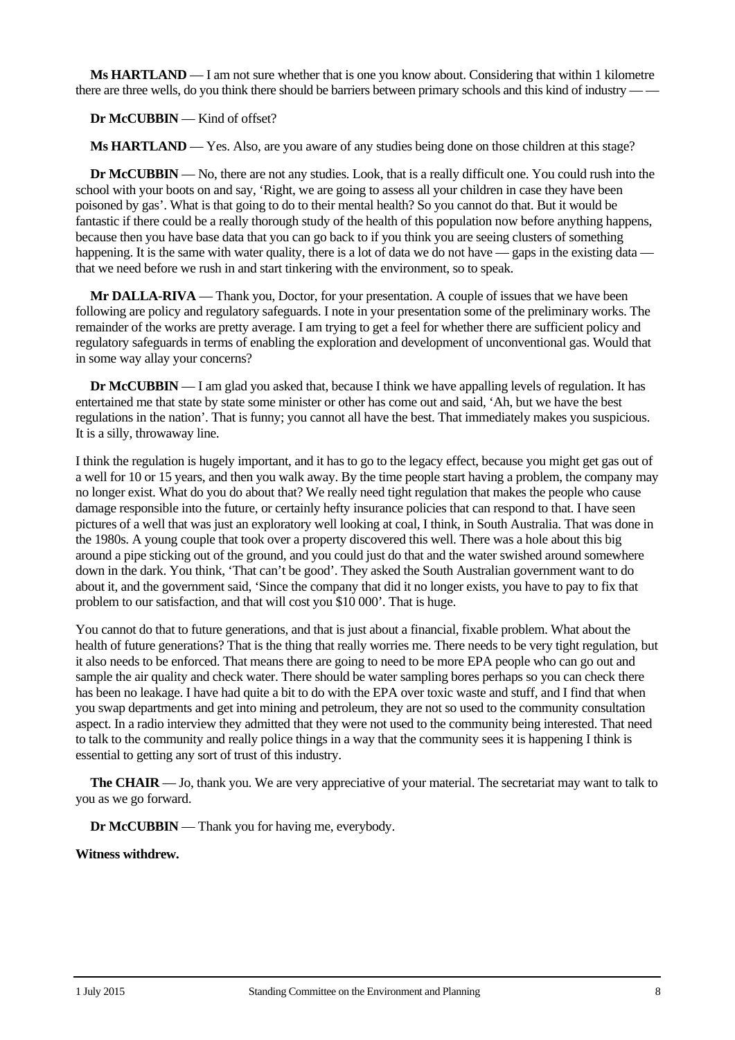**Ms HARTLAND** — I am not sure whether that is one you know about. Considering that within 1 kilometre there are three wells, do you think there should be barriers between primary schools and this kind of industry — —

**Dr McCUBBIN** — Kind of offset?

**Ms HARTLAND** — Yes. Also, are you aware of any studies being done on those children at this stage?

**Dr McCUBBIN** — No, there are not any studies. Look, that is a really difficult one. You could rush into the school with your boots on and say, 'Right, we are going to assess all your children in case they have been poisoned by gas'. What is that going to do to their mental health? So you cannot do that. But it would be fantastic if there could be a really thorough study of the health of this population now before anything happens, because then you have base data that you can go back to if you think you are seeing clusters of something happening. It is the same with water quality, there is a lot of data we do not have — gaps in the existing data — that we need before we rush in and start tinkering with the environment, so to speak.

**Mr DALLA-RIVA** — Thank you, Doctor, for your presentation. A couple of issues that we have been following are policy and regulatory safeguards. I note in your presentation some of the preliminary works. The remainder of the works are pretty average. I am trying to get a feel for whether there are sufficient policy and regulatory safeguards in terms of enabling the exploration and development of unconventional gas. Would that in some way allay your concerns?

**Dr McCUBBIN** — I am glad you asked that, because I think we have appalling levels of regulation. It has entertained me that state by state some minister or other has come out and said, 'Ah, but we have the best regulations in the nation'. That is funny; you cannot all have the best. That immediately makes you suspicious. It is a silly, throwaway line.

I think the regulation is hugely important, and it has to go to the legacy effect, because you might get gas out of a well for 10 or 15 years, and then you walk away. By the time people start having a problem, the company may no longer exist. What do you do about that? We really need tight regulation that makes the people who cause damage responsible into the future, or certainly hefty insurance policies that can respond to that. I have seen pictures of a well that was just an exploratory well looking at coal, I think, in South Australia. That was done in the 1980s. A young couple that took over a property discovered this well. There was a hole about this big around a pipe sticking out of the ground, and you could just do that and the water swished around somewhere down in the dark. You think, 'That can't be good'. They asked the South Australian government want to do about it, and the government said, 'Since the company that did it no longer exists, you have to pay to fix that problem to our satisfaction, and that will cost you $10 000'. That is huge.

You cannot do that to future generations, and that is just about a financial, fixable problem. What about the health of future generations? That is the thing that really worries me. There needs to be very tight regulation, but it also needs to be enforced. That means there are going to need to be more EPA people who can go out and sample the air quality and check water. There should be water sampling bores perhaps so you can check there has been no leakage. I have had quite a bit to do with the EPA over toxic waste and stuff, and I find that when you swap departments and get into mining and petroleum, they are not so used to the community consultation aspect. In a radio interview they admitted that they were not used to the community being interested. That need to talk to the community and really police things in a way that the community sees it is happening I think is essential to getting any sort of trust of this industry.

**The CHAIR** — Jo, thank you. We are very appreciative of your material. The secretariat may want to talk to you as we go forward.

**Dr McCUBBIN** — Thank you for having me, everybody.

**Witness withdrew.**